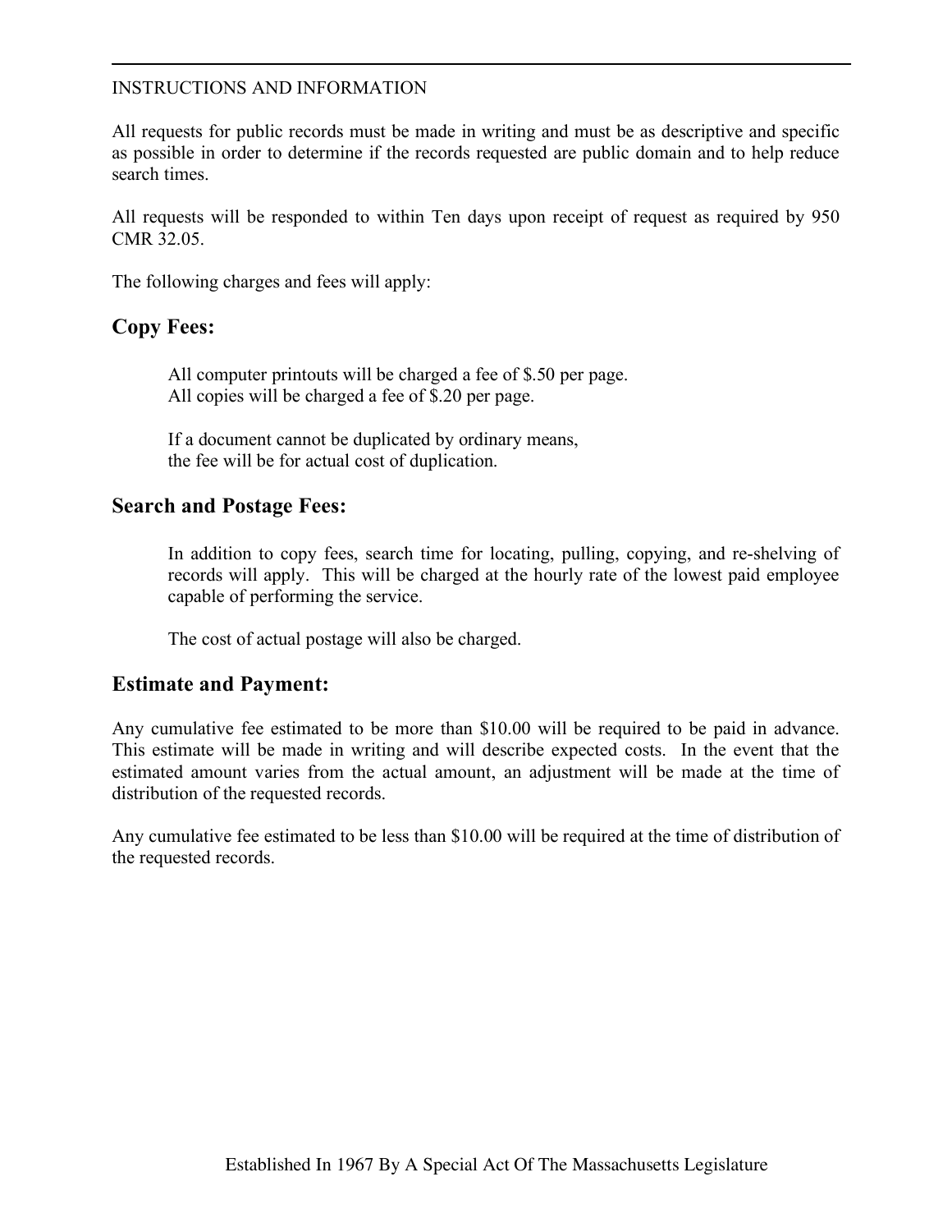INSTRUCTIONS AND INFORMATION

All requests for public records must be made in writing and must be as descriptive and specific as possible in order to determine if the records requested are public domain and to help reduce search times.

All requests will be responded to within Ten days upon receipt of request as required by 950 CMR 32.05.

The following charges and fees will apply:

## Copy Fees:

All computer printouts will be charged a fee of $.50 per page.
All copies will be charged a fee of $.20 per page.

If a document cannot be duplicated by ordinary means,
the fee will be for actual cost of duplication.

## Search and Postage Fees:

In addition to copy fees, search time for locating, pulling, copying, and re-shelving of records will apply. This will be charged at the hourly rate of the lowest paid employee capable of performing the service.

The cost of actual postage will also be charged.

## Estimate and Payment:

Any cumulative fee estimated to be more than $10.00 will be required to be paid in advance. This estimate will be made in writing and will describe expected costs. In the event that the estimated amount varies from the actual amount, an adjustment will be made at the time of distribution of the requested records.

Any cumulative fee estimated to be less than $10.00 will be required at the time of distribution of the requested records.

Established In 1967 By A Special Act Of The Massachusetts Legislature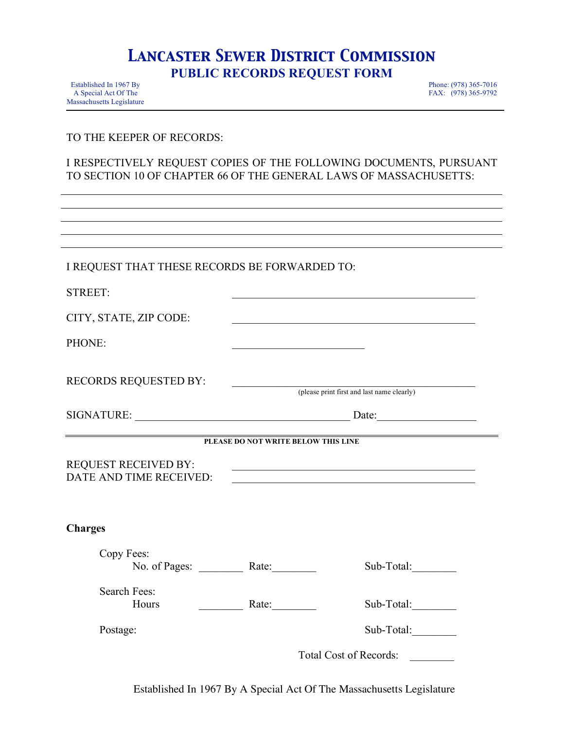# Lancaster Sewer District Commission

## PUBLIC RECORDS REQUEST FORM

Established In 1967 By
A Special Act Of The
Massachusetts Legislature

Phone: (978) 365-7016
FAX: (978) 365-9792

---

TO THE KEEPER OF RECORDS:

I RESPECTIVELY REQUEST COPIES OF THE FOLLOWING DOCUMENTS, PURSUANT TO SECTION 10 OF CHAPTER 66 OF THE GENERAL LAWS OF MASSACHUSETTS:

\_\_\_\_\_\_\_\_\_\_\_\_\_\_\_\_\_\_\_\_\_\_\_\_\_\_\_\_\_\_\_\_\_\_\_\_\_\_\_\_\_\_\_\_\_\_\_\_\_\_\_\_\_\_\_\_\_\_\_\_\_\_\_\_\_\_\_\_\_\_\_\_

\_\_\_\_\_\_\_\_\_\_\_\_\_\_\_\_\_\_\_\_\_\_\_\_\_\_\_\_\_\_\_\_\_\_\_\_\_\_\_\_\_\_\_\_\_\_\_\_\_\_\_\_\_\_\_\_\_\_\_\_\_\_\_\_\_\_\_\_\_\_\_\_

\_\_\_\_\_\_\_\_\_\_\_\_\_\_\_\_\_\_\_\_\_\_\_\_\_\_\_\_\_\_\_\_\_\_\_\_\_\_\_\_\_\_\_\_\_\_\_\_\_\_\_\_\_\_\_\_\_\_\_\_\_\_\_\_\_\_\_\_\_\_\_\_

\_\_\_\_\_\_\_\_\_\_\_\_\_\_\_\_\_\_\_\_\_\_\_\_\_\_\_\_\_\_\_\_\_\_\_\_\_\_\_\_\_\_\_\_\_\_\_\_\_\_\_\_\_\_\_\_\_\_\_\_\_\_\_\_\_\_\_\_\_\_\_\_

I REQUEST THAT THESE RECORDS BE FORWARDED TO:

STREET: \_\_\_\_\_\_\_\_\_\_\_\_\_\_\_\_\_\_\_\_\_\_\_\_\_\_\_\_\_\_\_\_\_\_\_\_\_\_\_\_\_\_\_\_

CITY, STATE, ZIP CODE: \_\_\_\_\_\_\_\_\_\_\_\_\_\_\_\_\_\_\_\_\_\_\_\_\_\_\_\_\_\_\_\_\_\_\_\_\_\_\_\_\_\_\_\_

PHONE: \_\_\_\_\_\_\_\_\_\_\_\_\_\_\_\_\_\_\_\_\_\_\_\_

RECORDS REQUESTED BY: \_\_\_\_\_\_\_\_\_\_\_\_\_\_\_\_\_\_\_\_\_\_\_\_\_\_\_\_\_\_\_\_\_\_\_\_\_\_\_\_\_\_\_\_
(please print first and last name clearly)

SIGNATURE: \_\_\_\_\_\_\_\_\_\_\_\_\_\_\_\_\_\_\_\_\_\_\_\_\_\_\_\_\_\_\_\_\_\_\_\_\_\_\_ Date:\_\_\_\_\_\_\_\_\_\_\_\_\_\_\_\_\_\_

---

**PLEASE DO NOT WRITE BELOW THIS LINE**

REQUEST RECEIVED BY: \_\_\_\_\_\_\_\_\_\_\_\_\_\_\_\_\_\_\_\_\_\_\_\_\_\_\_\_\_\_\_\_\_\_\_\_\_\_\_\_\_\_\_\_
DATE AND TIME RECEIVED: \_\_\_\_\_\_\_\_\_\_\_\_\_\_\_\_\_\_\_\_\_\_\_\_\_\_\_\_\_\_\_\_\_\_\_\_\_\_\_\_\_\_\_\_

**Charges**

Copy Fees:
No. of Pages: \_\_\_\_\_\_\_\_ Rate:\_\_\_\_\_\_\_\_ Sub-Total:\_\_\_\_\_\_\_\_

Search Fees:
Hours \_\_\_\_\_\_\_\_ Rate:\_\_\_\_\_\_\_\_ Sub-Total:\_\_\_\_\_\_\_\_

Postage: Sub-Total:\_\_\_\_\_\_\_\_

Total Cost of Records: \_\_\_\_\_\_\_\_

Established In 1967 By A Special Act Of The Massachusetts Legislature